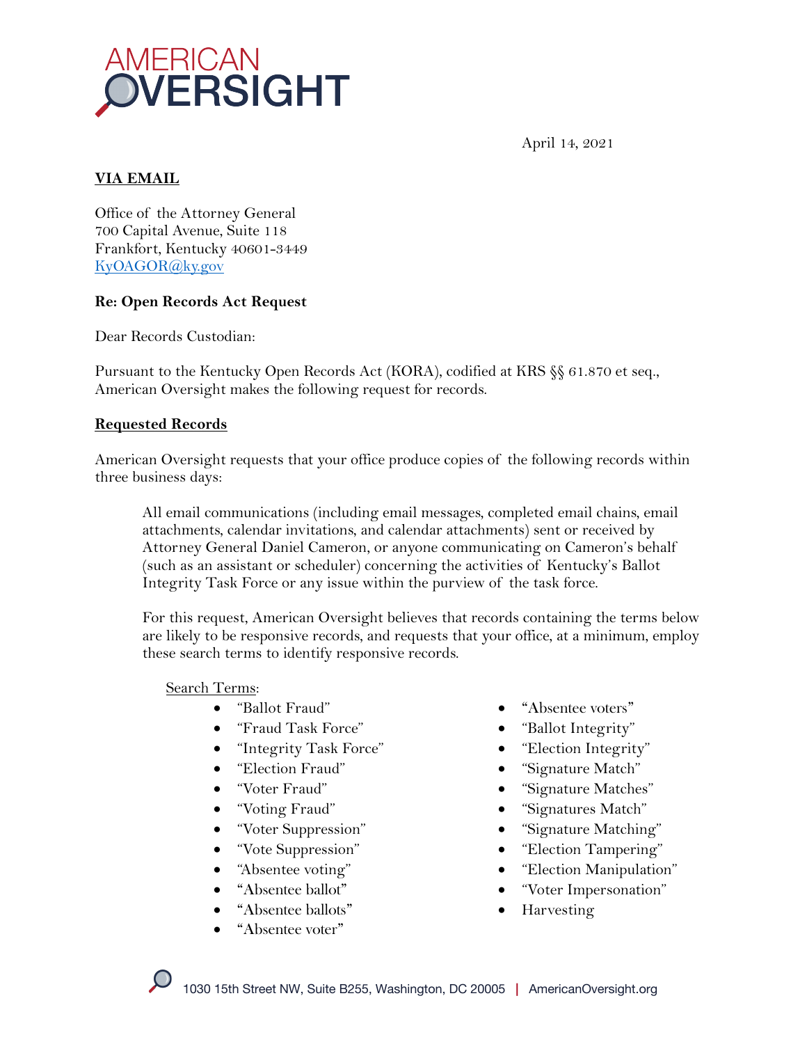AMERICAN OVERSIGHT

April 14, 2021

**VIA EMAIL**

Office of the Attorney General
700 Capital Avenue, Suite 118
Frankfort, Kentucky 40601-3449
KyOAGOR@ky.gov

**Re: Open Records Act Request**

Dear Records Custodian:

Pursuant to the Kentucky Open Records Act (KORA), codified at KRS §§ 61.870 et seq., American Oversight makes the following request for records.

**Requested Records**

American Oversight requests that your office produce copies of the following records within three business days:

> All email communications (including email messages, completed email chains, email attachments, calendar invitations, and calendar attachments) sent or received by Attorney General Daniel Cameron, or anyone communicating on Cameron's behalf (such as an assistant or scheduler) concerning the activities of Kentucky's Ballot Integrity Task Force or any issue within the purview of the task force.
>
> For this request, American Oversight believes that records containing the terms below are likely to be responsive records, and requests that your office, at a minimum, employ these search terms to identify responsive records.

Search Terms:

- "Ballot Fraud"
- "Fraud Task Force"
- "Integrity Task Force"
- "Election Fraud"
- "Voter Fraud"
- "Voting Fraud"
- "Voter Suppression"
- "Vote Suppression"
- "Absentee voting"
- "Absentee ballot"
- "Absentee ballots"
- "Absentee voter"
- "Absentee voters"
- "Ballot Integrity"
- "Election Integrity"
- "Signature Match"
- "Signature Matches"
- "Signatures Match"
- "Signature Matching"
- "Election Tampering"
- "Election Manipulation"
- "Voter Impersonation"
- Harvesting

1030 15th Street NW, Suite B255, Washington, DC 20005 | AmericanOversight.org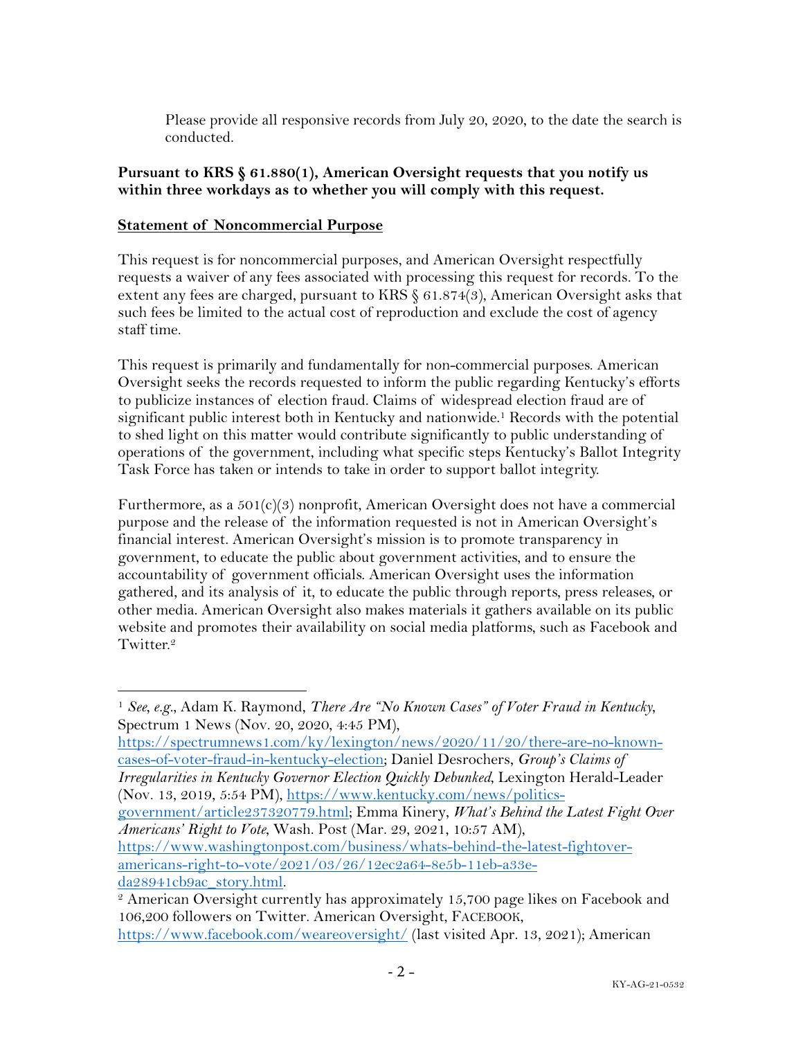Please provide all responsive records from July 20, 2020, to the date the search is conducted.

**Pursuant to KRS § 61.880(1), American Oversight requests that you notify us within three workdays as to whether you will comply with this request.**

**Statement of Noncommercial Purpose**

This request is for noncommercial purposes, and American Oversight respectfully requests a waiver of any fees associated with processing this request for records. To the extent any fees are charged, pursuant to KRS § 61.874(3), American Oversight asks that such fees be limited to the actual cost of reproduction and exclude the cost of agency staff time.

This request is primarily and fundamentally for non-commercial purposes. American Oversight seeks the records requested to inform the public regarding Kentucky's efforts to publicize instances of election fraud. Claims of widespread election fraud are of significant public interest both in Kentucky and nationwide.[1] Records with the potential to shed light on this matter would contribute significantly to public understanding of operations of the government, including what specific steps Kentucky's Ballot Integrity Task Force has taken or intends to take in order to support ballot integrity.

Furthermore, as a 501(c)(3) nonprofit, American Oversight does not have a commercial purpose and the release of the information requested is not in American Oversight's financial interest. American Oversight's mission is to promote transparency in government, to educate the public about government activities, and to ensure the accountability of government officials. American Oversight uses the information gathered, and its analysis of it, to educate the public through reports, press releases, or other media. American Oversight also makes materials it gathers available on its public website and promotes their availability on social media platforms, such as Facebook and Twitter.[2]

---

[1] *See, e.g.*, Adam K. Raymond, *There Are "No Known Cases" of Voter Fraud in Kentucky*, Spectrum 1 News (Nov. 20, 2020, 4:45 PM), https://spectrumnews1.com/ky/lexington/news/2020/11/20/there-are-no-known-cases-of-voter-fraud-in-kentucky-election; Daniel Desrochers, *Group's Claims of Irregularities in Kentucky Governor Election Quickly Debunked*, Lexington Herald-Leader (Nov. 13, 2019, 5:54 PM), https://www.kentucky.com/news/politics-government/article237320779.html; Emma Kinery, *What's Behind the Latest Fight Over Americans' Right to Vote*, Wash. Post (Mar. 29, 2021, 10:57 AM), https://www.washingtonpost.com/business/whats-behind-the-latest-fightover-americans-right-to-vote/2021/03/26/12ec2a64-8e5b-11eb-a33e-da28941cb9ac_story.html.

[2] American Oversight currently has approximately 15,700 page likes on Facebook and 106,200 followers on Twitter. American Oversight, FACEBOOK, https://www.facebook.com/weareoversight/ (last visited Apr. 13, 2021); American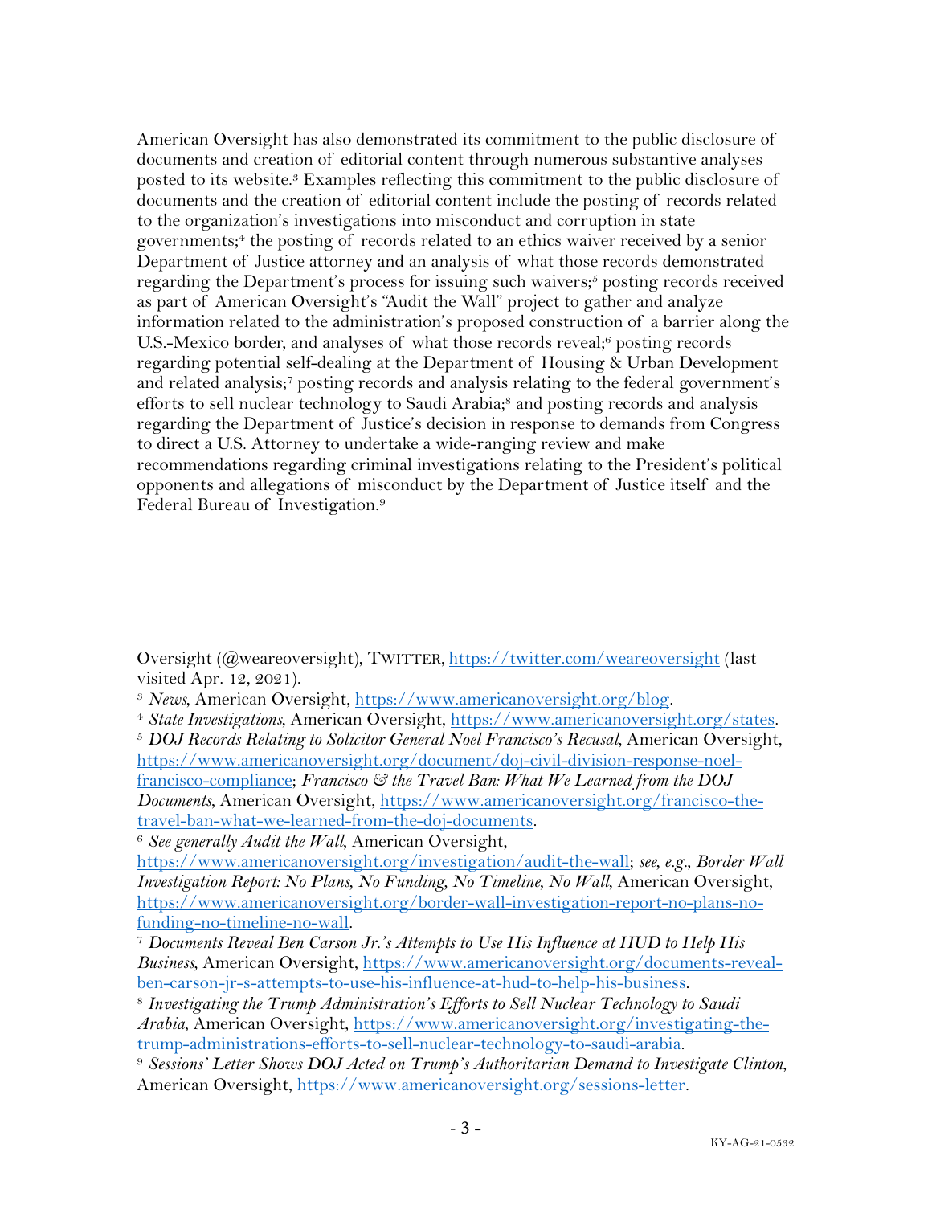American Oversight has also demonstrated its commitment to the public disclosure of documents and creation of editorial content through numerous substantive analyses posted to its website.[3] Examples reflecting this commitment to the public disclosure of documents and the creation of editorial content include the posting of records related to the organization's investigations into misconduct and corruption in state governments;[4] the posting of records related to an ethics waiver received by a senior Department of Justice attorney and an analysis of what those records demonstrated regarding the Department's process for issuing such waivers;[5] posting records received as part of American Oversight's "Audit the Wall" project to gather and analyze information related to the administration's proposed construction of a barrier along the U.S.-Mexico border, and analyses of what those records reveal;[6] posting records regarding potential self-dealing at the Department of Housing & Urban Development and related analysis;[7] posting records and analysis relating to the federal government's efforts to sell nuclear technology to Saudi Arabia;[8] and posting records and analysis regarding the Department of Justice's decision in response to demands from Congress to direct a U.S. Attorney to undertake a wide-ranging review and make recommendations regarding criminal investigations relating to the President's political opponents and allegations of misconduct by the Department of Justice itself and the Federal Bureau of Investigation.[9]

---

Oversight (@weareoversight), TWITTER, https://twitter.com/weareoversight (last visited Apr. 12, 2021).

[3] *News*, American Oversight, https://www.americanoversight.org/blog.

[4] *State Investigations*, American Oversight, https://www.americanoversight.org/states.

[5] *DOJ Records Relating to Solicitor General Noel Francisco's Recusal*, American Oversight, https://www.americanoversight.org/document/doj-civil-division-response-noel-francisco-compliance; *Francisco & the Travel Ban: What We Learned from the DOJ Documents*, American Oversight, https://www.americanoversight.org/francisco-the-travel-ban-what-we-learned-from-the-doj-documents.

[6] *See generally Audit the Wall*, American Oversight, https://www.americanoversight.org/investigation/audit-the-wall; *see, e.g.*, *Border Wall Investigation Report: No Plans, No Funding, No Timeline, No Wall*, American Oversight, https://www.americanoversight.org/border-wall-investigation-report-no-plans-no-funding-no-timeline-no-wall.

[7] *Documents Reveal Ben Carson Jr.'s Attempts to Use His Influence at HUD to Help His Business*, American Oversight, https://www.americanoversight.org/documents-reveal-ben-carson-jr-s-attempts-to-use-his-influence-at-hud-to-help-his-business.

[8] *Investigating the Trump Administration's Efforts to Sell Nuclear Technology to Saudi Arabia*, American Oversight, https://www.americanoversight.org/investigating-the-trump-administrations-efforts-to-sell-nuclear-technology-to-saudi-arabia.

[9] *Sessions' Letter Shows DOJ Acted on Trump's Authoritarian Demand to Investigate Clinton*, American Oversight, https://www.americanoversight.org/sessions-letter.

KY-AG-21-0532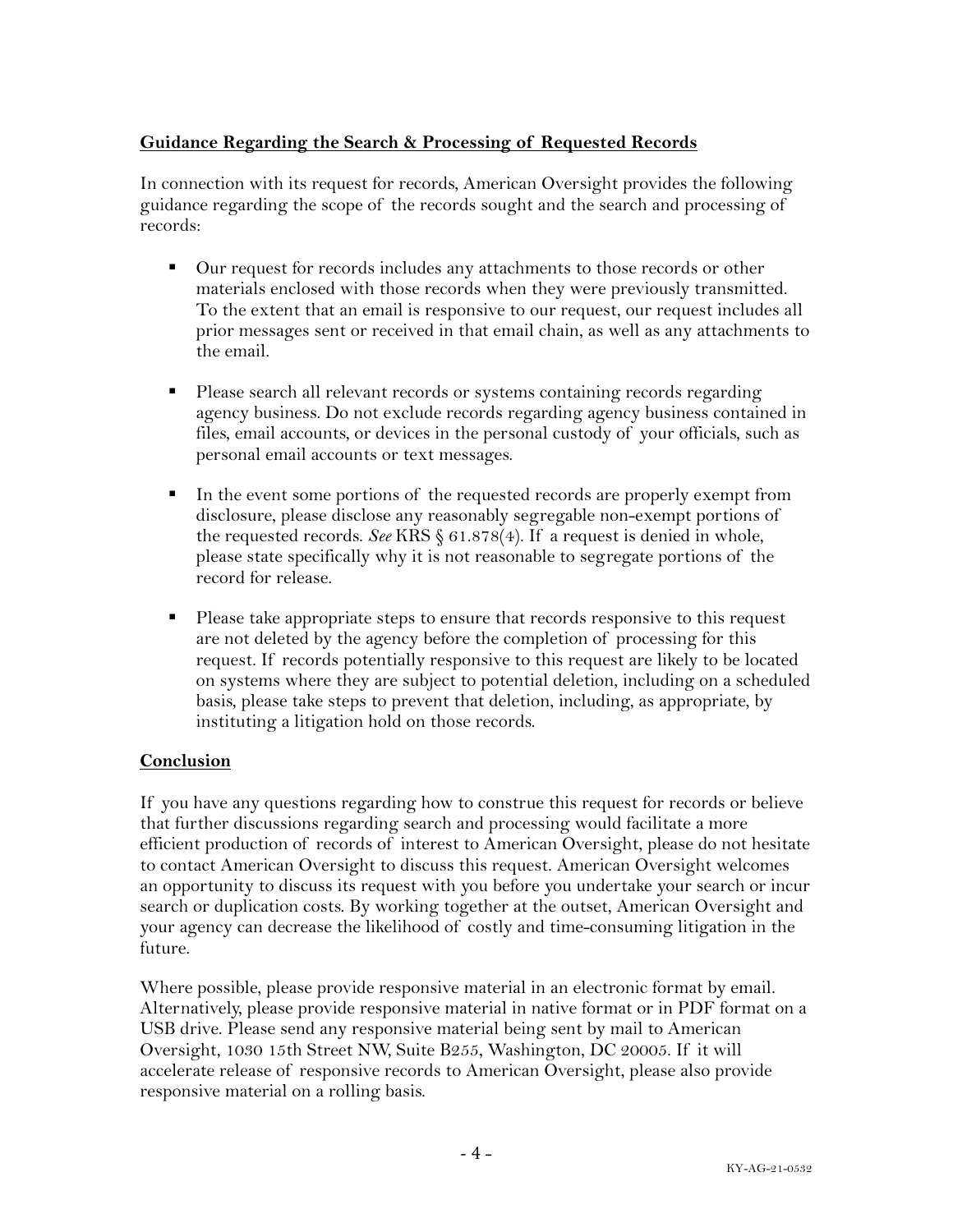**Guidance Regarding the Search & Processing of Requested Records**

In connection with its request for records, American Oversight provides the following guidance regarding the scope of the records sought and the search and processing of records:

- Our request for records includes any attachments to those records or other materials enclosed with those records when they were previously transmitted. To the extent that an email is responsive to our request, our request includes all prior messages sent or received in that email chain, as well as any attachments to the email.

- Please search all relevant records or systems containing records regarding agency business. Do not exclude records regarding agency business contained in files, email accounts, or devices in the personal custody of your officials, such as personal email accounts or text messages.

- In the event some portions of the requested records are properly exempt from disclosure, please disclose any reasonably segregable non-exempt portions of the requested records. *See* KRS § 61.878(4). If a request is denied in whole, please state specifically why it is not reasonable to segregate portions of the record for release.

- Please take appropriate steps to ensure that records responsive to this request are not deleted by the agency before the completion of processing for this request. If records potentially responsive to this request are likely to be located on systems where they are subject to potential deletion, including on a scheduled basis, please take steps to prevent that deletion, including, as appropriate, by instituting a litigation hold on those records.

**Conclusion**

If you have any questions regarding how to construe this request for records or believe that further discussions regarding search and processing would facilitate a more efficient production of records of interest to American Oversight, please do not hesitate to contact American Oversight to discuss this request. American Oversight welcomes an opportunity to discuss its request with you before you undertake your search or incur search or duplication costs. By working together at the outset, American Oversight and your agency can decrease the likelihood of costly and time-consuming litigation in the future.

Where possible, please provide responsive material in an electronic format by email. Alternatively, please provide responsive material in native format or in PDF format on a USB drive. Please send any responsive material being sent by mail to American Oversight, 1030 15th Street NW, Suite B255, Washington, DC 20005. If it will accelerate release of responsive records to American Oversight, please also provide responsive material on a rolling basis.

KY-AG-21-0532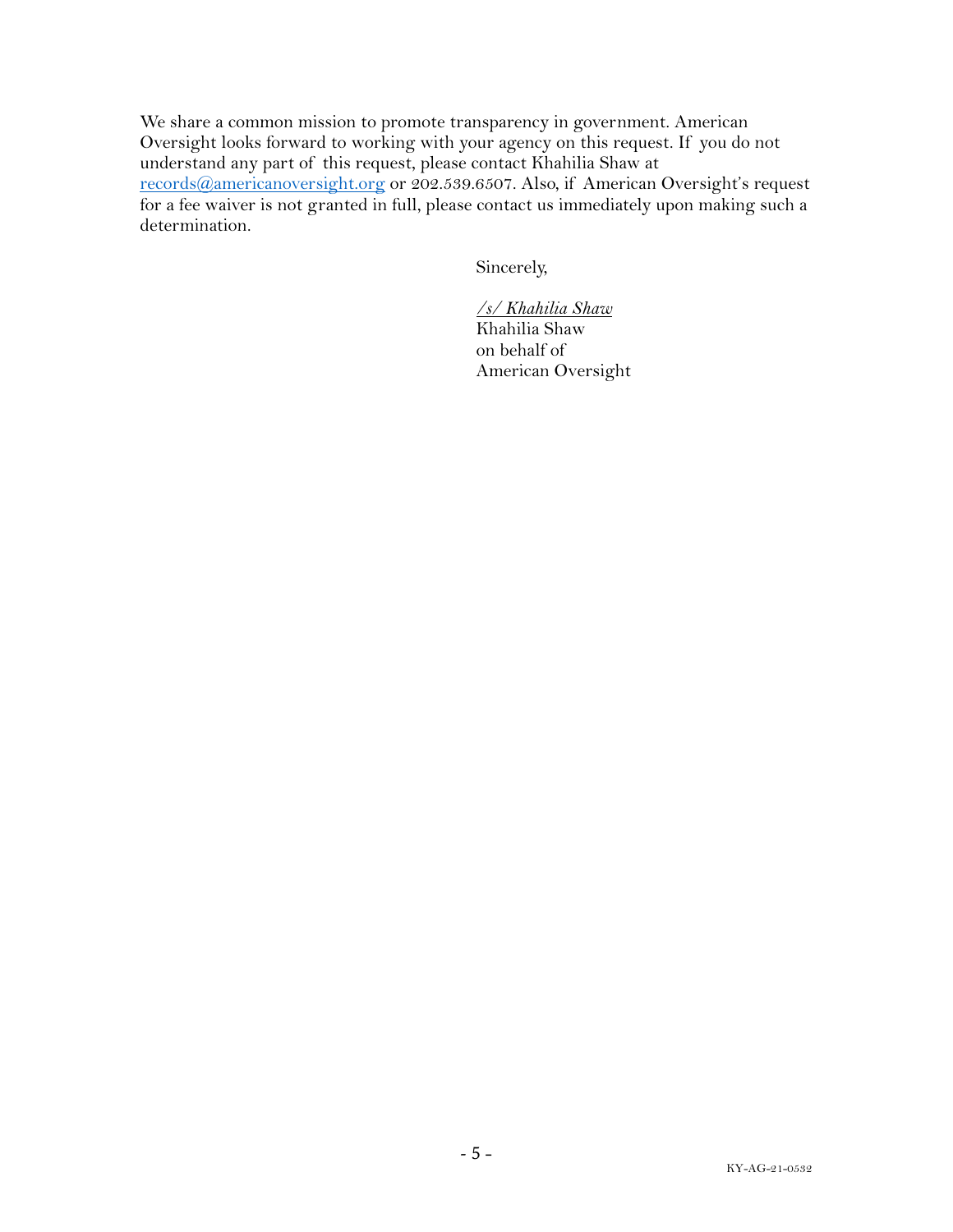We share a common mission to promote transparency in government. American Oversight looks forward to working with your agency on this request. If you do not understand any part of this request, please contact Khahilia Shaw at records@americanoversight.org or 202.539.6507. Also, if American Oversight's request for a fee waiver is not granted in full, please contact us immediately upon making such a determination.

Sincerely,

*/s/ Khahilia Shaw*
Khahilia Shaw
on behalf of
American Oversight

KY-AG-21-0532